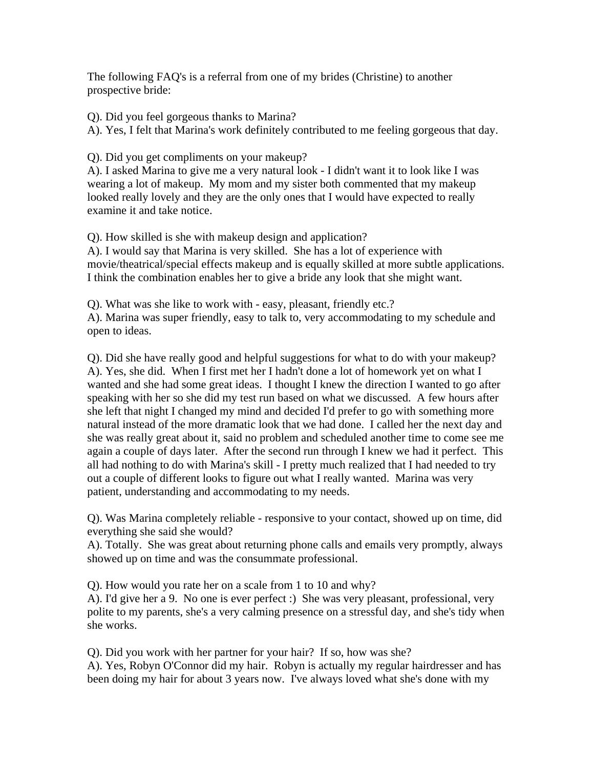The following FAQ's is a referral from one of my brides (Christine) to another prospective bride:

Q). Did you feel gorgeous thanks to Marina?
A). Yes, I felt that Marina's work definitely contributed to me feeling gorgeous that day.

Q). Did you get compliments on your makeup?
A). I asked Marina to give me a very natural look - I didn't want it to look like I was wearing a lot of makeup. My mom and my sister both commented that my makeup looked really lovely and they are the only ones that I would have expected to really examine it and take notice.

Q). How skilled is she with makeup design and application?
A). I would say that Marina is very skilled. She has a lot of experience with movie/theatrical/special effects makeup and is equally skilled at more subtle applications. I think the combination enables her to give a bride any look that she might want.

Q). What was she like to work with - easy, pleasant, friendly etc.?
A). Marina was super friendly, easy to talk to, very accommodating to my schedule and open to ideas.

Q). Did she have really good and helpful suggestions for what to do with your makeup?
A). Yes, she did. When I first met her I hadn't done a lot of homework yet on what I wanted and she had some great ideas. I thought I knew the direction I wanted to go after speaking with her so she did my test run based on what we discussed. A few hours after she left that night I changed my mind and decided I'd prefer to go with something more natural instead of the more dramatic look that we had done. I called her the next day and she was really great about it, said no problem and scheduled another time to come see me again a couple of days later. After the second run through I knew we had it perfect. This all had nothing to do with Marina's skill - I pretty much realized that I had needed to try out a couple of different looks to figure out what I really wanted. Marina was very patient, understanding and accommodating to my needs.

Q). Was Marina completely reliable - responsive to your contact, showed up on time, did everything she said she would?
A). Totally. She was great about returning phone calls and emails very promptly, always showed up on time and was the consummate professional.

Q). How would you rate her on a scale from 1 to 10 and why?
A). I'd give her a 9. No one is ever perfect :) She was very pleasant, professional, very polite to my parents, she's a very calming presence on a stressful day, and she's tidy when she works.

Q). Did you work with her partner for your hair? If so, how was she?
A). Yes, Robyn O'Connor did my hair. Robyn is actually my regular hairdresser and has been doing my hair for about 3 years now. I've always loved what she's done with my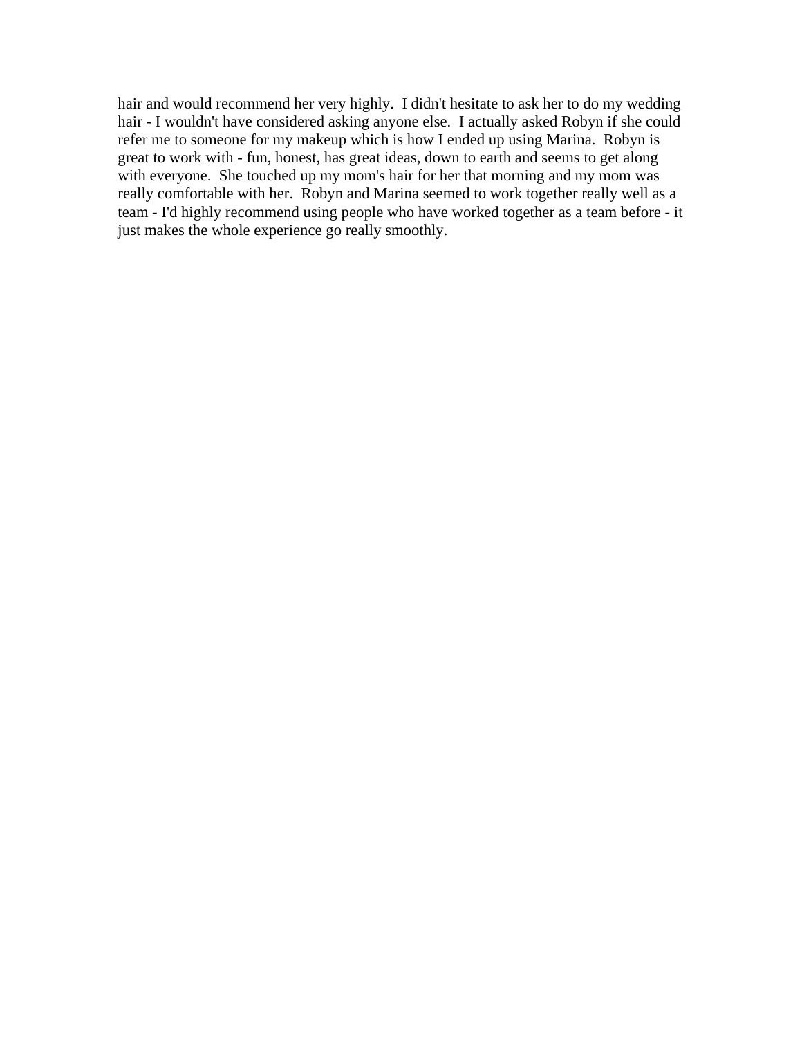hair and would recommend her very highly. I didn't hesitate to ask her to do my wedding hair - I wouldn't have considered asking anyone else. I actually asked Robyn if she could refer me to someone for my makeup which is how I ended up using Marina. Robyn is great to work with - fun, honest, has great ideas, down to earth and seems to get along with everyone. She touched up my mom's hair for her that morning and my mom was really comfortable with her. Robyn and Marina seemed to work together really well as a team - I'd highly recommend using people who have worked together as a team before - it just makes the whole experience go really smoothly.